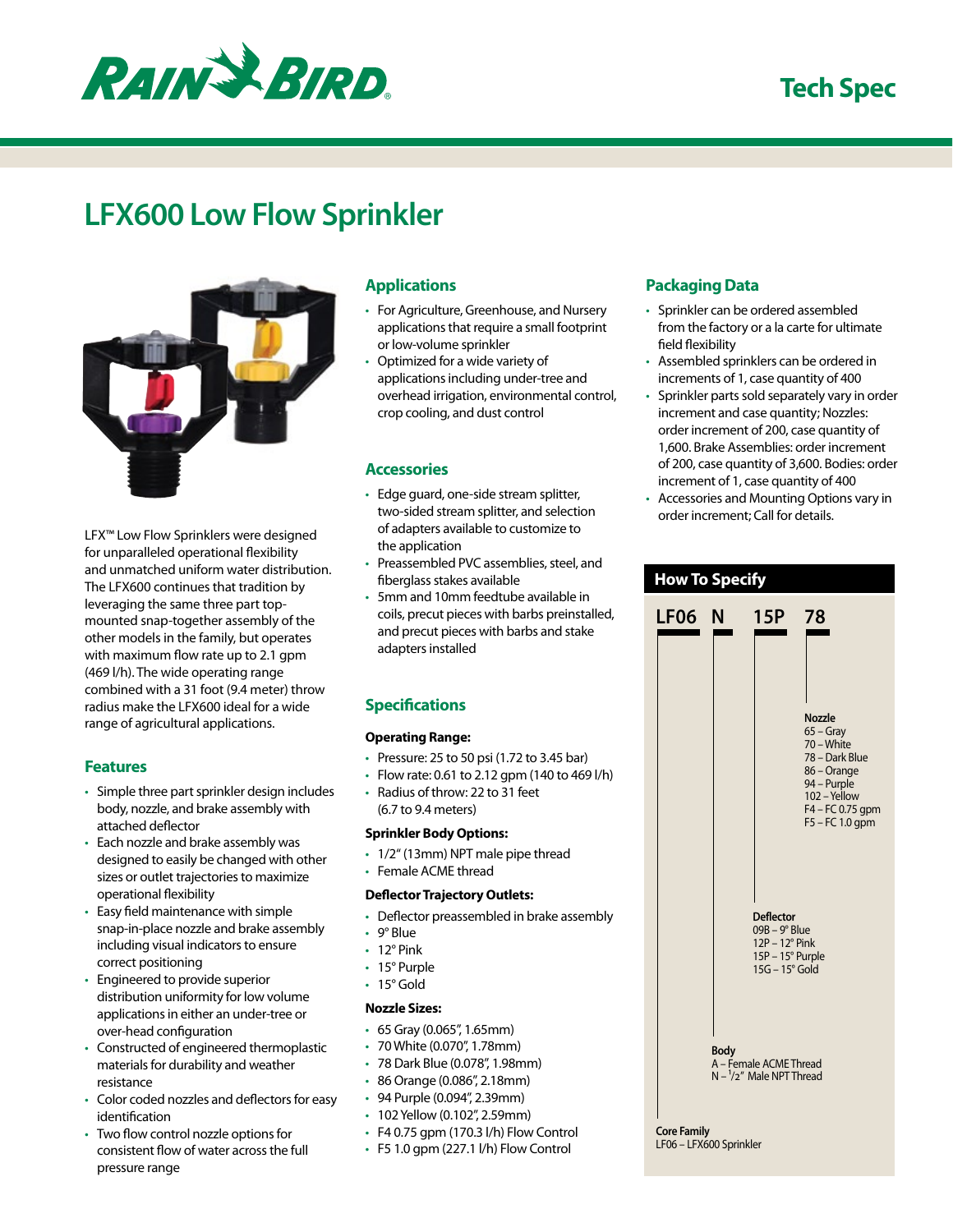Tech Spec

# LFX600 Low Flow Sprinkler

LFX™ Low Flow Sprinklers were designed for unparalleled operational flexibility and unmatched uniform water distribution. The LFX600 continues that tradition by leveraging the same three part top-mounted snap-together assembly of the other models in the family, but operates with maximum flow rate up to 2.1 gpm (469 l/h). The wide operating range combined with a 31 foot (9.4 meter) throw radius make the LFX600 ideal for a wide range of agricultural applications.

## Features

- Simple three part sprinkler design includes body, nozzle, and brake assembly with attached deflector
- Each nozzle and brake assembly was designed to easily be changed with other sizes or outlet trajectories to maximize operational flexibility
- Easy field maintenance with simple snap-in-place nozzle and brake assembly including visual indicators to ensure correct positioning
- Engineered to provide superior distribution uniformity for low volume applications in either an under-tree or over-head configuration
- Constructed of engineered thermoplastic materials for durability and weather resistance
- Color coded nozzles and deflectors for easy identification
- Two flow control nozzle options for consistent flow of water across the full pressure range

## Applications

- For Agriculture, Greenhouse, and Nursery applications that require a small footprint or low-volume sprinkler
- Optimized for a wide variety of applications including under-tree and overhead irrigation, environmental control, crop cooling, and dust control

## Accessories

- Edge guard, one-side stream splitter, two-sided stream splitter, and selection of adapters available to customize to the application
- Preassembled PVC assemblies, steel, and fiberglass stakes available
- 5mm and 10mm feedtube available in coils, precut pieces with barbs preinstalled, and precut pieces with barbs and stake adapters installed

## Specifications

### Operating Range:

- Pressure: 25 to 50 psi (1.72 to 3.45 bar)
- Flow rate: 0.61 to 2.12 gpm (140 to 469 l/h)
- Radius of throw: 22 to 31 feet (6.7 to 9.4 meters)

### Sprinkler Body Options:

- 1/2" (13mm) NPT male pipe thread
- Female ACME thread

### Deflector Trajectory Outlets:

- Deflector preassembled in brake assembly
- 9° Blue
- 12° Pink
- 15° Purple
- 15° Gold

### Nozzle Sizes:

- 65 Gray (0.065", 1.65mm)
- 70 White (0.070", 1.78mm)
- 78 Dark Blue (0.078", 1.98mm)
- 86 Orange (0.086", 2.18mm)
- 94 Purple (0.094", 2.39mm)
- 102 Yellow (0.102", 2.59mm)
- F4 0.75 gpm (170.3 l/h) Flow Control
- F5 1.0 gpm (227.1 l/h) Flow Control

## Packaging Data

- Sprinkler can be ordered assembled from the factory or a la carte for ultimate field flexibility
- Assembled sprinklers can be ordered in increments of 1, case quantity of 400
- Sprinkler parts sold separately vary in order increment and case quantity; Nozzles: order increment of 200, case quantity of 1,600. Brake Assemblies: order increment of 200, case quantity of 3,600. Bodies: order increment of 1, case quantity of 400
- Accessories and Mounting Options vary in order increment; Call for details.

## How To Specify

**LF06 N 15P 78**

**Nozzle**
65 – Gray
70 – White
78 – Dark Blue
86 – Orange
94 – Purple
102 – Yellow
F4 – FC 0.75 gpm
F5 – FC 1.0 gpm

**Deflector**
09B – 9° Blue
12P – 12° Pink
15P – 15° Purple
15G – 15° Gold

**Body**
A – Female ACME Thread
N – 1/2" Male NPT Thread

**Core Family**
LF06 – LFX600 Sprinkler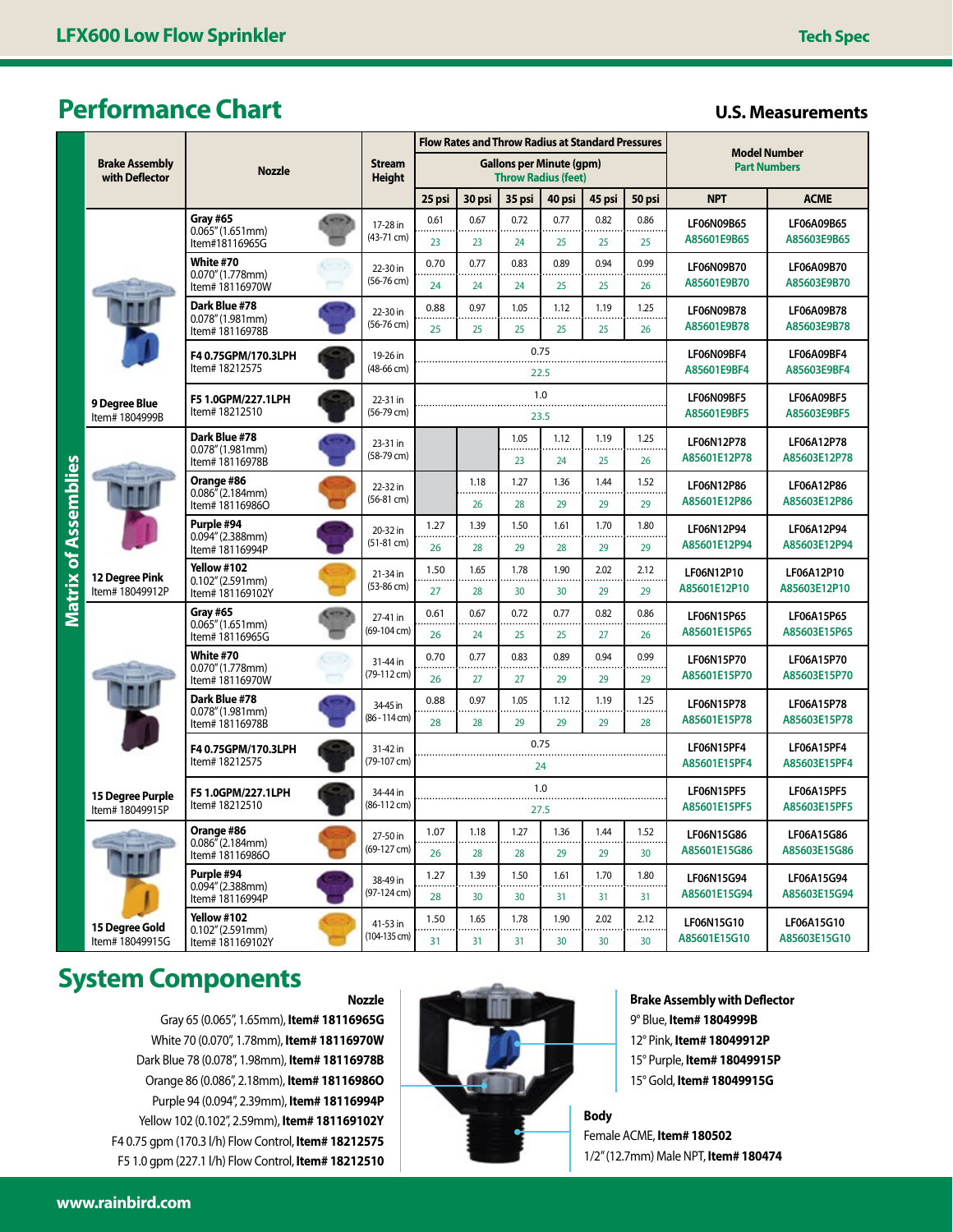# Performance Chart

**U.S. Measurements**

| Matrix of Assemblies: Brake Assembly with Deflector | Nozzle | Stream Height | Flow Rates and Throw Radius at Standard Pressures — Gallons per Minute (gpm) / Throw Radius (feet) | | | | | | Model Number Part Numbers | |
|---|---|---|---|---|---|---|---|---|---|---|
| | | | 25 psi | 30 psi | 35 psi | 40 psi | 45 psi | 50 psi | NPT | ACME |
| 9 Degree Blue Item# 1804999B | Gray #65 0.065" (1.651mm) Item#18116965G | 17-28 in (43-71 cm) | 0.61 / 23 | 0.67 / 23 | 0.72 / 24 | 0.77 / 25 | 0.82 / 25 | 0.86 / 25 | LF06N09B65 A85601E9B65 | LF06A09B65 A85603E9B65 |
| 9 Degree Blue Item# 1804999B | White #70 0.070" (1.778mm) Item# 18116970W | 22-30 in (56-76 cm) | 0.70 / 24 | 0.77 / 24 | 0.83 / 24 | 0.89 / 25 | 0.94 / 25 | 0.99 / 26 | LF06N09B70 A85601E9B70 | LF06A09B70 A85603E9B70 |
| 9 Degree Blue Item# 1804999B | Dark Blue #78 0.078" (1.981mm) Item# 18116978B | 22-30 in (56-76 cm) | 0.88 / 25 | 0.97 / 25 | 1.05 / 25 | 1.12 / 25 | 1.19 / 25 | 1.25 / 26 | LF06N09B78 A85601E9B78 | LF06A09B78 A85603E9B78 |
| 9 Degree Blue Item# 1804999B | F4 0.75GPM/170.3LPH Item# 18212575 | 19-26 in (48-66 cm) | 0.75 / 22.5 | | | | | | LF06N09BF4 A85601E9BF4 | LF06A09BF4 A85603E9BF4 |
| 9 Degree Blue Item# 1804999B | F5 1.0GPM/227.1LPH Item# 18212510 | 22-31 in (56-79 cm) | 1.0 / 23.5 | | | | | | LF06N09BF5 A85601E9BF5 | LF06A09BF5 A85603E9BF5 |
| 12 Degree Pink Item# 18049912P | Dark Blue #78 0.078" (1.981mm) Item# 18116978B | 23-31 in (58-79 cm) | | | 1.05 / 23 | 1.12 / 24 | 1.19 / 25 | 1.25 / 26 | LF06N12P78 A85601E12P78 | LF06A12P78 A85603E12P78 |
| 12 Degree Pink Item# 18049912P | Orange #86 0.086" (2.184mm) Item# 18116986O | 22-32 in (56-81 cm) | | 1.18 / 26 | 1.27 / 28 | 1.36 / 29 | 1.44 / 29 | 1.52 / 29 | LF06N12P86 A85601E12P86 | LF06A12P86 A85603E12P86 |
| 12 Degree Pink Item# 18049912P | Purple #94 0.094" (2.388mm) Item# 18116994P | 20-32 in (51-81 cm) | 1.27 / 26 | 1.39 / 28 | 1.50 / 29 | 1.61 / 28 | 1.70 / 29 | 1.80 / 29 | LF06N12P94 A85601E12P94 | LF06A12P94 A85603E12P94 |
| 12 Degree Pink Item# 18049912P | Yellow #102 0.102" (2.591mm) Item# 181169102Y | 21-34 in (53-86 cm) | 1.50 / 27 | 1.65 / 28 | 1.78 / 30 | 1.90 / 30 | 2.02 / 29 | 2.12 / 29 | LF06N12P10 A85601E12P10 | LF06A12P10 A85603E12P10 |
| 15 Degree Purple Item# 18049915P | Gray #65 0.065" (1.651mm) Item# 18116965G | 27-41 in (69-104 cm) | 0.61 / 26 | 0.67 / 24 | 0.72 / 25 | 0.77 / 25 | 0.82 / 27 | 0.86 / 26 | LF06N15P65 A85601E15P65 | LF06A15P65 A85603E15P65 |
| 15 Degree Purple Item# 18049915P | White #70 0.070" (1.778mm) Item# 18116970W | 31-44 in (79-112 cm) | 0.70 / 26 | 0.77 / 27 | 0.83 / 27 | 0.89 / 29 | 0.94 / 29 | 0.99 / 29 | LF06N15P70 A85601E15P70 | LF06A15P70 A85603E15P70 |
| 15 Degree Purple Item# 18049915P | Dark Blue #78 0.078" (1.981mm) Item# 18116978B | 34-45 in (86 - 114 cm) | 0.88 / 28 | 0.97 / 28 | 1.05 / 29 | 1.12 / 29 | 1.19 / 29 | 1.25 / 28 | LF06N15P78 A85601E15P78 | LF06A15P78 A85603E15P78 |
| 15 Degree Purple Item# 18049915P | F4 0.75GPM/170.3LPH Item# 18212575 | 31-42 in (79-107 cm) | 0.75 / 24 | | | | | | LF06N15PF4 A85601E15PF4 | LF06A15PF4 A85603E15PF4 |
| 15 Degree Purple Item# 18049915P | F5 1.0GPM/227.1LPH Item# 18212510 | 34-44 in (86-112 cm) | 1.0 / 27.5 | | | | | | LF06N15PF5 A85601E15PF5 | LF06A15PF5 A85603E15PF5 |
| 15 Degree Gold Item# 18049915G | Orange #86 0.086" (2.184mm) Item# 18116986O | 27-50 in (69-127 cm) | 1.07 / 26 | 1.18 / 28 | 1.27 / 28 | 1.36 / 29 | 1.44 / 29 | 1.52 / 30 | LF06N15G86 A85601E15G86 | LF06A15G86 A85603E15G86 |
| 15 Degree Gold Item# 18049915G | Purple #94 0.094" (2.388mm) Item# 18116994P | 38-49 in (97-124 cm) | 1.27 / 28 | 1.39 / 30 | 1.50 / 30 | 1.61 / 31 | 1.70 / 31 | 1.80 / 31 | LF06N15G94 A85601E15G94 | LF06A15G94 A85603E15G94 |
| 15 Degree Gold Item# 18049915G | Yellow #102 0.102" (2.591mm) Item# 181169102Y | 41-53 in (104-135 cm) | 1.50 / 31 | 1.65 / 31 | 1.78 / 31 | 1.90 / 30 | 2.02 / 30 | 2.12 / 30 | LF06N15G10 A85601E15G10 | LF06A15G10 A85603E15G10 |

# System Components

**Nozzle**

- Gray 65 (0.065", 1.65mm), **Item# 18116965G**
- White 70 (0.070", 1.78mm), **Item# 18116970W**
- Dark Blue 78 (0.078", 1.98mm), **Item# 18116978B**
- Orange 86 (0.086", 2.18mm), **Item# 18116986O**
- Purple 94 (0.094", 2.39mm), **Item# 18116994P**
- Yellow 102 (0.102", 2.59mm), **Item# 181169102Y**
- F4 0.75 gpm (170.3 l/h) Flow Control, **Item# 18212575**
- F5 1.0 gpm (227.1 l/h) Flow Control, **Item# 18212510**

**Brake Assembly with Deflector**

- 9° Blue, **Item# 1804999B**
- 12° Pink, **Item# 18049912P**
- 15° Purple, **Item# 18049915P**
- 15° Gold, **Item# 18049915G**

**Body**

- Female ACME, **Item# 180502**
- 1/2" (12.7mm) Male NPT, **Item# 180474**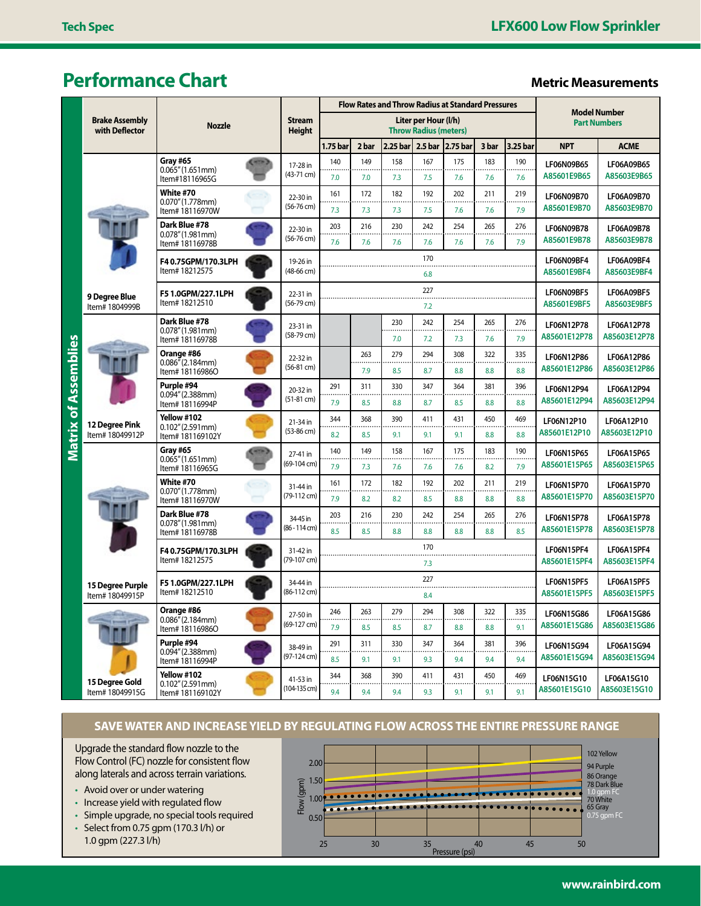## Performance Chart

**Metric Measurements**

| Brake Assembly with Deflector | Nozzle | Stream Height | 1.75 bar | 2 bar | 2.25 bar | 2.5 bar | 2.75 bar | 3 bar | 3.25 bar | NPT | ACME |
|---|---|---|---|---|---|---|---|---|---|---|---|
| | | | Flow Rates and Throw Radius at Standard Pressures — Liter per Hour (l/h) / Throw Radius (meters) | | | | | | | Model Number / Part Numbers | |
| 9 Degree Blue Item# 1804999B | Gray #65 0.065" (1.651mm) Item#18116965G | 17-28 in (43-71 cm) | 140 / 7.0 | 149 / 7.0 | 158 / 7.3 | 167 / 7.5 | 175 / 7.6 | 183 / 7.6 | 190 / 7.6 | LF06N09B65 A85601E9B65 | LF06A09B65 A85603E9B65 |
| | White #70 0.070" (1.778mm) Item# 18116970W | 22-30 in (56-76 cm) | 161 / 7.3 | 172 / 7.3 | 182 / 7.3 | 192 / 7.5 | 202 / 7.6 | 211 / 7.6 | 219 / 7.9 | LF06N09B70 A85601E9B70 | LF06A09B70 A85603E9B70 |
| | Dark Blue #78 0.078" (1.981mm) Item# 18116978B | 22-30 in (56-76 cm) | 203 / 7.6 | 216 / 7.6 | 230 / 7.6 | 242 / 7.6 | 254 / 7.6 | 265 / 7.6 | 276 / 7.9 | LF06N09B78 A85601E9B78 | LF06A09B78 A85603E9B78 |
| | F4 0.75GPM/170.3LPH Item# 18212575 | 19-26 in (48-66 cm) | 170 / 6.8 | | | | | | | LF06N09BF4 A85601E9BF4 | LF06A09BF4 A85603E9BF4 |
| | F5 1.0GPM/227.1LPH Item# 18212510 | 22-31 in (56-79 cm) | 227 / 7.2 | | | | | | | LF06N09BF5 A85601E9BF5 | LF06A09BF5 A85603E9BF5 |
| 12 Degree Pink Item# 18049912P | Dark Blue #78 0.078" (1.981mm) Item# 18116978B | 23-31 in (58-79 cm) | | | 230 / 7.0 | 242 / 7.2 | 254 / 7.3 | 265 / 7.6 | 276 / 7.9 | LF06N12P78 A85601E12P78 | LF06A12P78 A85603E12P78 |
| | Orange #86 0.086" (2.184mm) Item# 18116986O | 22-32 in (56-81 cm) | | 263 / 7.9 | 279 / 8.5 | 294 / 8.7 | 308 / 8.8 | 322 / 8.8 | 335 / 8.8 | LF06N12P86 A85601E12P86 | LF06A12P86 A85603E12P86 |
| | Purple #94 0.094" (2.388mm) Item# 18116994P | 20-32 in (51-81 cm) | 291 / 7.9 | 311 / 8.5 | 330 / 8.8 | 347 / 8.7 | 364 / 8.5 | 381 / 8.8 | 396 / 8.8 | LF06N12P94 A85601E12P94 | LF06A12P94 A85603E12P94 |
| | Yellow #102 0.102" (2.591mm) Item# 181169102Y | 21-34 in (53-86 cm) | 344 / 8.2 | 368 / 8.5 | 390 / 9.1 | 411 / 9.1 | 431 / 9.1 | 450 / 8.8 | 469 / 8.8 | LF06N12P10 A85601E12P10 | LF06A12P10 A85603E12P10 |
| 15 Degree Purple Item# 18049915P | Gray #65 0.065" (1.651mm) Item# 18116965G | 27-41 in (69-104 cm) | 140 / 7.9 | 149 / 7.3 | 158 / 7.6 | 167 / 7.6 | 175 / 7.6 | 183 / 8.2 | 190 / 7.9 | LF06N15P65 A85601E15P65 | LF06A15P65 A85603E15P65 |
| | White #70 0.070" (1.778mm) Item# 18116970W | 31-44 in (79-112 cm) | 161 / 7.9 | 172 / 8.2 | 182 / 8.2 | 192 / 8.5 | 202 / 8.8 | 211 / 8.8 | 219 / 8.8 | LF06N15P70 A85601E15P70 | LF06A15P70 A85603E15P70 |
| | Dark Blue #78 0.078" (1.981mm) Item# 18116978B | 34-45 in (86 - 114 cm) | 203 / 8.5 | 216 / 8.5 | 230 / 8.8 | 242 / 8.8 | 254 / 8.8 | 265 / 8.8 | 276 / 8.5 | LF06N15P78 A85601E15P78 | LF06A15P78 A85603E15P78 |
| | F4 0.75GPM/170.3LPH Item# 18212575 | 31-42 in (79-107 cm) | 170 / 7.3 | | | | | | | LF06N15PF4 A85601E15PF4 | LF06A15PF4 A85603E15PF4 |
| | F5 1.0GPM/227.1LPH Item# 18212510 | 34-44 in (86-112 cm) | 227 / 8.4 | | | | | | | LF06N15PF5 A85601E15PF5 | LF06A15PF5 A85603E15PF5 |
| 15 Degree Gold Item# 18049915G | Orange #86 0.086" (2.184mm) Item# 18116986O | 27-50 in (69-127 cm) | 246 / 7.9 | 263 / 8.5 | 279 / 8.5 | 294 / 8.7 | 308 / 8.8 | 322 / 8.8 | 335 / 9.1 | LF06N15G86 A85601E15G86 | LF06A15G86 A85603E15G86 |
| | Purple #94 0.094" (2.388mm) Item# 18116994P | 38-49 in (97-124 cm) | 291 / 8.5 | 311 / 9.1 | 330 / 9.1 | 347 / 9.3 | 364 / 9.4 | 381 / 9.4 | 396 / 9.4 | LF06N15G94 A85601E15G94 | LF06A15G94 A85603E15G94 |
| | Yellow #102 0.102" (2.591mm) Item# 181169102Y | 41-53 in (104-135 cm) | 344 / 9.4 | 368 / 9.4 | 390 / 9.4 | 411 / 9.3 | 431 / 9.1 | 450 / 9.1 | 469 / 9.1 | LF06N15G10 A85601E15G10 | LF06A15G10 A85603E15G10 |

Note: F4 and F5 flow control nozzle values (flow / throw radius) apply across all pressures from 1.75 bar to 3.25 bar.

## SAVE WATER AND INCREASE YIELD BY REGULATING FLOW ACROSS THE ENTIRE PRESSURE RANGE

Upgrade the standard flow nozzle to the Flow Control (FC) nozzle for consistent flow along laterals and across terrain variations.

- Avoid over or under watering
- Increase yield with regulated flow
- Simple upgrade, no special tools required
- Select from 0.75 gpm (170.3 l/h) or 1.0 gpm (227.3 l/h)

Chart: Flow (gpm) vs. Pressure (psi), 25–50 psi; series: 102 Yellow, 94 Purple, 86 Orange, 78 Dark Blue, 1.0 gpm FC, 70 White, 65 Gray, 0.75 gpm FC.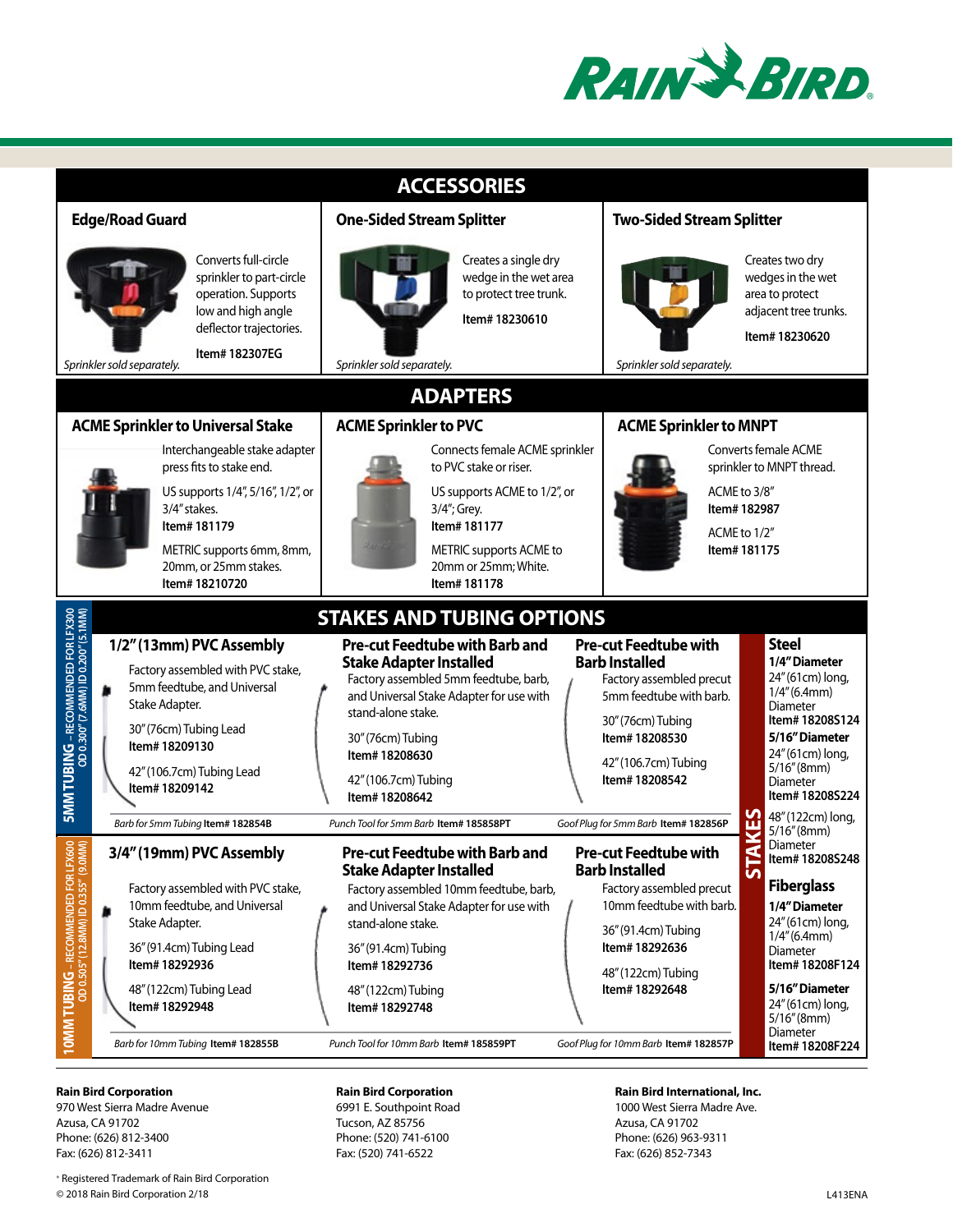# ACCESSORIES

### Edge/Road Guard

Converts full-circle sprinkler to part-circle operation. Supports low and high angle deflector trajectories.

**Item# 182307EG**

*Sprinkler sold separately.*

### One-Sided Stream Splitter

Creates a single dry wedge in the wet area to protect tree trunk.

**Item# 18230610**

*Sprinkler sold separately.*

### Two-Sided Stream Splitter

Creates two dry wedges in the wet area to protect adjacent tree trunks.

**Item# 18230620**

*Sprinkler sold separately.*

# ADAPTERS

### ACME Sprinkler to Universal Stake

Interchangeable stake adapter press fits to stake end.

US supports 1/4", 5/16", 1/2", or 3/4" stakes.
**Item# 181179**

METRIC supports 6mm, 8mm, 20mm, or 25mm stakes.
**Item# 18210720**

### ACME Sprinkler to PVC

Connects female ACME sprinkler to PVC stake or riser.

US supports ACME to 1/2", or 3/4"; Grey.
**Item# 181177**

METRIC supports ACME to 20mm or 25mm; White.
**Item# 181178**

### ACME Sprinkler to MNPT

Converts female ACME sprinkler to MNPT thread.

ACME to 3/8"
**Item# 182987**

ACME to 1/2"
**Item# 181175**

# STAKES AND TUBING OPTIONS

## 5MM TUBING – RECOMMENDED FOR LFX300 OD 0.300" (7.6MM) ID 0.200" (5.1MM)

### 1/2" (13mm) PVC Assembly

Factory assembled with PVC stake, 5mm feedtube, and Universal Stake Adapter.

30" (76cm) Tubing Lead
**Item# 18209130**

42" (106.7cm) Tubing Lead
**Item# 18209142**

### Pre-cut Feedtube with Barb and Stake Adapter Installed

Factory assembled 5mm feedtube, barb, and Universal Stake Adapter for use with stand-alone stake.

30" (76cm) Tubing
**Item# 18208630**

42" (106.7cm) Tubing
**Item# 18208642**

### Pre-cut Feedtube with Barb Installed

Factory assembled precut 5mm feedtube with barb.

30" (76cm) Tubing
**Item# 18208530**

42" (106.7cm) Tubing
**Item# 18208542**

*Barb for 5mm Tubing* **Item# 182854B** | *Punch Tool for 5mm Barb* **Item# 185858PT** | *Goof Plug for 5mm Barb* **Item# 182856P**

## 10MM TUBING – RECOMMENDED FOR LFX600 OD 0.505" (12.8MM) ID 0.355" (9.0MM)

### 3/4" (19mm) PVC Assembly

Factory assembled with PVC stake, 10mm feedtube, and Universal Stake Adapter.

36" (91.4cm) Tubing Lead
**Item# 18292936**

48" (122cm) Tubing Lead
**Item# 18292948**

### Pre-cut Feedtube with Barb and Stake Adapter Installed

Factory assembled 10mm feedtube, barb, and Universal Stake Adapter for use with stand-alone stake.

36" (91.4cm) Tubing
**Item# 18292736**

48" (122cm) Tubing
**Item# 18292748**

### Pre-cut Feedtube with Barb Installed

Factory assembled precut 10mm feedtube with barb.

36" (91.4cm) Tubing
**Item# 18292636**

48" (122cm) Tubing
**Item# 18292648**

*Barb for 10mm Tubing* **Item# 182855B** | *Punch Tool for 10mm Barb* **Item# 185859PT** | *Goof Plug for 10mm Barb* **Item# 182857P**

## STAKES

### Steel

**1/4" Diameter**
24" (61cm) long, 1/4" (6.4mm) Diameter
**Item# 18208S124**

**5/16" Diameter**
24" (61cm) long, 5/16" (8mm) Diameter
**Item# 18208S224**

48" (122cm) long, 5/16" (8mm) Diameter
**Item# 18208S248**

### Fiberglass

**1/4" Diameter**
24" (61cm) long, 1/4" (6.4mm) Diameter
**Item# 18208F124**

**5/16" Diameter**
24" (61cm) long, 5/16" (8mm) Diameter
**Item# 18208F224**

---

**Rain Bird Corporation**
970 West Sierra Madre Avenue
Azusa, CA 91702
Phone: (626) 812-3400
Fax: (626) 812-3411

**Rain Bird Corporation**
6991 E. Southpoint Road
Tucson, AZ 85756
Phone: (520) 741-6100
Fax: (520) 741-6522

**Rain Bird International, Inc.**
1000 West Sierra Madre Ave.
Azusa, CA 91702
Phone: (626) 963-9311
Fax: (626) 852-7343

® Registered Trademark of Rain Bird Corporation
© 2018 Rain Bird Corporation 2/18

L413ENA